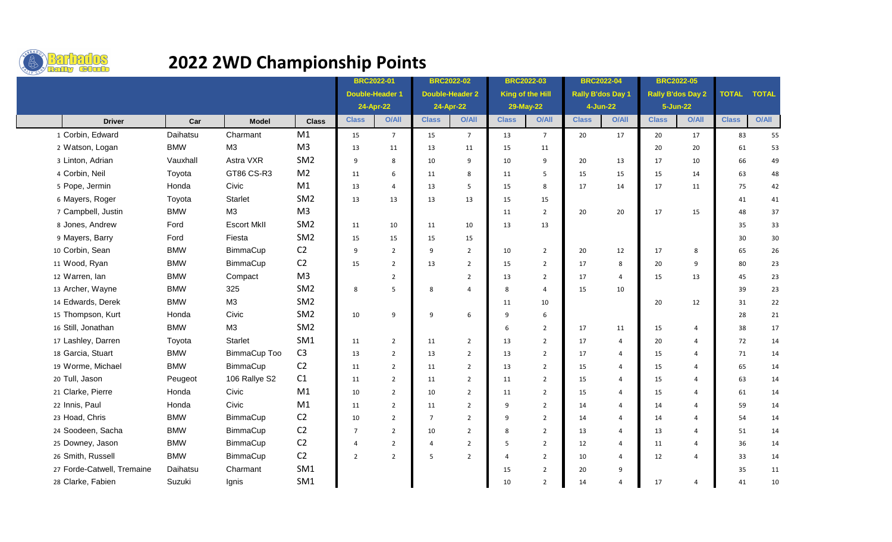# 2022 2WD Championship Points

| | Driver | Car | Model | Class | BRC2022-01 Double-Header 1 24-Apr-22 | | BRC2022-02 Double-Header 2 24-Apr-22 | | BRC2022-03 King of the Hill 29-May-22 | | BRC2022-04 Rally B'dos Day 1 4-Jun-22 | | BRC2022-05 Rally B'dos Day 2 5-Jun-22 | | TOTAL | TOTAL |
|---|---|---|---|---|---|---|---|---|---|---|---|---|---|---|---|---|
| | | | | | Class | O/All | Class | O/All | Class | O/All | Class | O/All | Class | O/All | Class | O/All |
| 1 | Corbin, Edward | Daihatsu | Charmant | M1 | 15 | 7 | 15 | 7 | 13 | 7 | 20 | 17 | 20 | 17 | 83 | 55 |
| 2 | Watson, Logan | BMW | M3 | M3 | 13 | 11 | 13 | 11 | 15 | 11 | | | 20 | 20 | 61 | 53 |
| 3 | Linton, Adrian | Vauxhall | Astra VXR | SM2 | 9 | 8 | 10 | 9 | 10 | 9 | 20 | 13 | 17 | 10 | 66 | 49 |
| 4 | Corbin, Neil | Toyota | GT86 CS-R3 | M2 | 11 | 6 | 11 | 8 | 11 | 5 | 15 | 15 | 15 | 14 | 63 | 48 |
| 5 | Pope, Jermin | Honda | Civic | M1 | 13 | 4 | 13 | 5 | 15 | 8 | 17 | 14 | 17 | 11 | 75 | 42 |
| 6 | Mayers, Roger | Toyota | Starlet | SM2 | 13 | 13 | 13 | 13 | 15 | 15 | | | | | 41 | 41 |
| 7 | Campbell, Justin | BMW | M3 | M3 | | | | | 11 | 2 | 20 | 20 | 17 | 15 | 48 | 37 |
| 8 | Jones, Andrew | Ford | Escort MkII | SM2 | 11 | 10 | 11 | 10 | 13 | 13 | | | | | 35 | 33 |
| 9 | Mayers, Barry | Ford | Fiesta | SM2 | 15 | 15 | 15 | 15 | | | | | | | 30 | 30 |
| 10 | Corbin, Sean | BMW | BimmaCup | C2 | 9 | 2 | 9 | 2 | 10 | 2 | 20 | 12 | 17 | 8 | 65 | 26 |
| 11 | Wood, Ryan | BMW | BimmaCup | C2 | 15 | 2 | 13 | 2 | 15 | 2 | 17 | 8 | 20 | 9 | 80 | 23 |
| 12 | Warren, Ian | BMW | Compact | M3 | | 2 | | 2 | 13 | 2 | 17 | 4 | 15 | 13 | 45 | 23 |
| 13 | Archer, Wayne | BMW | 325 | SM2 | 8 | 5 | 8 | 4 | 8 | 4 | 15 | 10 | | | 39 | 23 |
| 14 | Edwards, Derek | BMW | M3 | SM2 | | | | | 11 | 10 | | | 20 | 12 | 31 | 22 |
| 15 | Thompson, Kurt | Honda | Civic | SM2 | 10 | 9 | 9 | 6 | 9 | 6 | | | | | 28 | 21 |
| 16 | Still, Jonathan | BMW | M3 | SM2 | | | | | 6 | 2 | 17 | 11 | 15 | 4 | 38 | 17 |
| 17 | Lashley, Darren | Toyota | Starlet | SM1 | 11 | 2 | 11 | 2 | 13 | 2 | 17 | 4 | 20 | 4 | 72 | 14 |
| 18 | Garcia, Stuart | BMW | BimmaCup Too | C3 | 13 | 2 | 13 | 2 | 13 | 2 | 17 | 4 | 15 | 4 | 71 | 14 |
| 19 | Worme, Michael | BMW | BimmaCup | C2 | 11 | 2 | 11 | 2 | 13 | 2 | 15 | 4 | 15 | 4 | 65 | 14 |
| 20 | Tull, Jason | Peugeot | 106 Rallye S2 | C1 | 11 | 2 | 11 | 2 | 11 | 2 | 15 | 4 | 15 | 4 | 63 | 14 |
| 21 | Clarke, Pierre | Honda | Civic | M1 | 10 | 2 | 10 | 2 | 11 | 2 | 15 | 4 | 15 | 4 | 61 | 14 |
| 22 | Innis, Paul | Honda | Civic | M1 | 11 | 2 | 11 | 2 | 9 | 2 | 14 | 4 | 14 | 4 | 59 | 14 |
| 23 | Hoad, Chris | BMW | BimmaCup | C2 | 10 | 2 | 7 | 2 | 9 | 2 | 14 | 4 | 14 | 4 | 54 | 14 |
| 24 | Soodeen, Sacha | BMW | BimmaCup | C2 | 7 | 2 | 10 | 2 | 8 | 2 | 13 | 4 | 13 | 4 | 51 | 14 |
| 25 | Downey, Jason | BMW | BimmaCup | C2 | 4 | 2 | 4 | 2 | 5 | 2 | 12 | 4 | 11 | 4 | 36 | 14 |
| 26 | Smith, Russell | BMW | BimmaCup | C2 | 2 | 2 | 5 | 2 | 4 | 2 | 10 | 4 | 12 | 4 | 33 | 14 |
| 27 | Forde-Catwell, Tremaine | Daihatsu | Charmant | SM1 | | | | | 15 | 2 | 20 | 9 | | | 35 | 11 |
| 28 | Clarke, Fabien | Suzuki | Ignis | SM1 | | | | | 10 | 2 | 14 | 4 | 17 | 4 | 41 | 10 |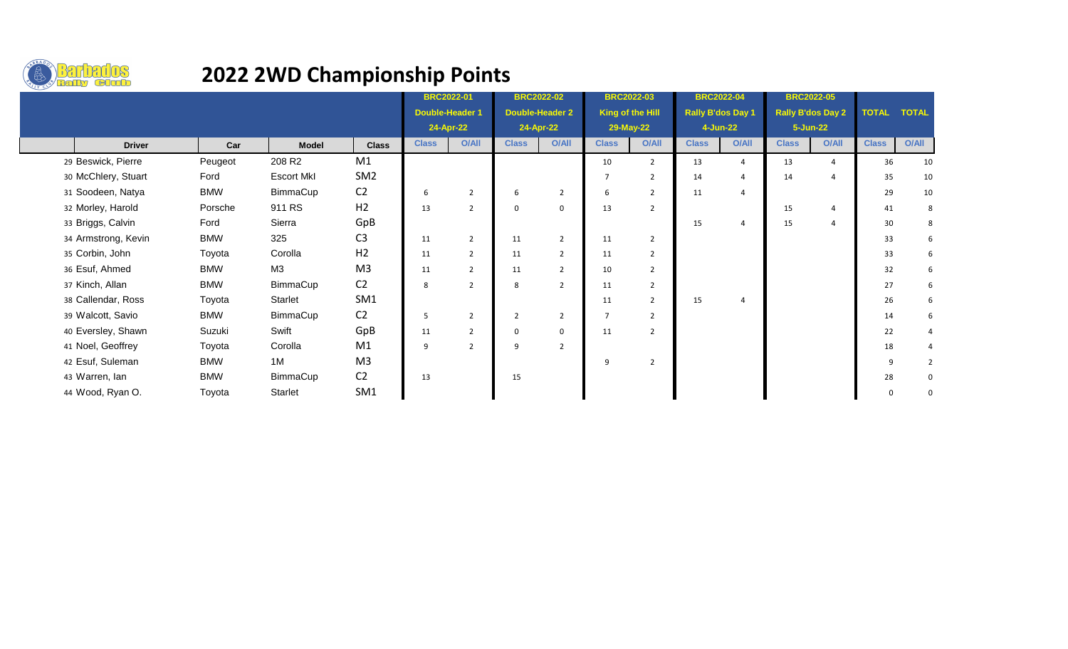# 2022 2WD Championship Points

| | Driver | Car | Model | Class | BRC2022-01 Double-Header 1 24-Apr-22 | | BRC2022-02 Double-Header 2 24-Apr-22 | | BRC2022-03 King of the Hill 29-May-22 | | BRC2022-04 Rally B'dos Day 1 4-Jun-22 | | BRC2022-05 Rally B'dos Day 2 5-Jun-22 | | TOTAL | TOTAL |
|---|---|---|---|---|---|---|---|---|---|---|---|---|---|---|---|---|
| | | | | | Class | O/All | Class | O/All | Class | O/All | Class | O/All | Class | O/All | Class | O/All |
| 29 | Beswick, Pierre | Peugeot | 208 R2 | M1 | | | | | 10 | 2 | 13 | 4 | 13 | 4 | 36 | 10 |
| 30 | McChlery, Stuart | Ford | Escort MkI | SM2 | | | | | 7 | 2 | 14 | 4 | 14 | 4 | 35 | 10 |
| 31 | Soodeen, Natya | BMW | BimmaCup | C2 | 6 | 2 | 6 | 2 | 6 | 2 | 11 | 4 | | | 29 | 10 |
| 32 | Morley, Harold | Porsche | 911 RS | H2 | 13 | 2 | 0 | 0 | 13 | 2 | | | 15 | 4 | 41 | 8 |
| 33 | Briggs, Calvin | Ford | Sierra | GpB | | | | | | | 15 | 4 | 15 | 4 | 30 | 8 |
| 34 | Armstrong, Kevin | BMW | 325 | C3 | 11 | 2 | 11 | 2 | 11 | 2 | | | | | 33 | 6 |
| 35 | Corbin, John | Toyota | Corolla | H2 | 11 | 2 | 11 | 2 | 11 | 2 | | | | | 33 | 6 |
| 36 | Esuf, Ahmed | BMW | M3 | M3 | 11 | 2 | 11 | 2 | 10 | 2 | | | | | 32 | 6 |
| 37 | Kinch, Allan | BMW | BimmaCup | C2 | 8 | 2 | 8 | 2 | 11 | 2 | | | | | 27 | 6 |
| 38 | Callendar, Ross | Toyota | Starlet | SM1 | | | | | 11 | 2 | 15 | 4 | | | 26 | 6 |
| 39 | Walcott, Savio | BMW | BimmaCup | C2 | 5 | 2 | 2 | 2 | 7 | 2 | | | | | 14 | 6 |
| 40 | Eversley, Shawn | Suzuki | Swift | GpB | 11 | 2 | 0 | 0 | 11 | 2 | | | | | 22 | 4 |
| 41 | Noel, Geoffrey | Toyota | Corolla | M1 | 9 | 2 | 9 | 2 | | | | | | | 18 | 4 |
| 42 | Esuf, Suleman | BMW | 1M | M3 | | | | | 9 | 2 | | | | | 9 | 2 |
| 43 | Warren, Ian | BMW | BimmaCup | C2 | 13 | | 15 | | | | | | | | 28 | 0 |
| 44 | Wood, Ryan O. | Toyota | Starlet | SM1 | | | | | | | | | | | 0 | 0 |